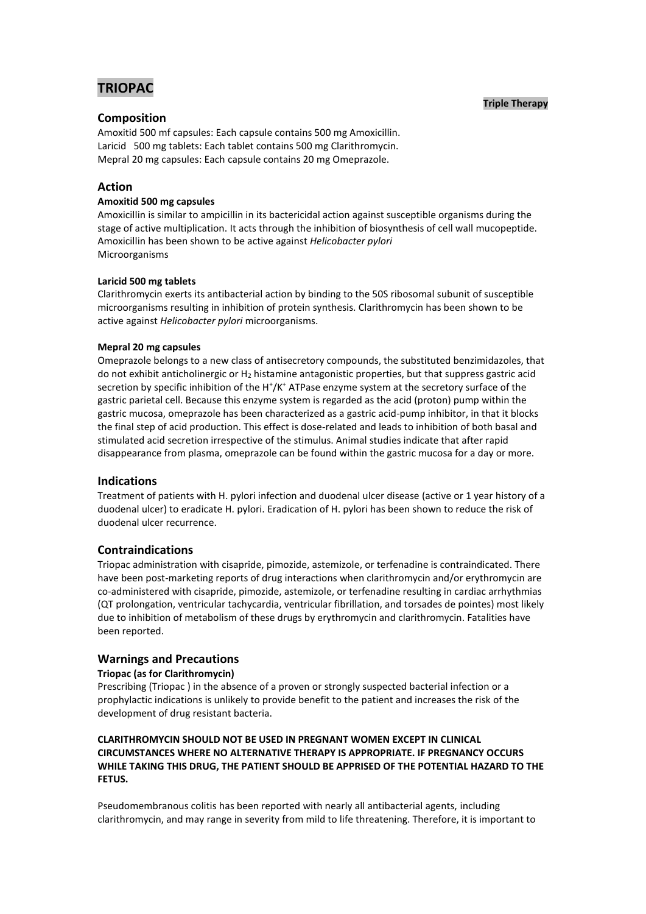# TRIOPAC

**Triple Therapy**

## Composition

Amoxitid 500 mf capsules: Each capsule contains 500 mg Amoxicillin.
Laricid 500 mg tablets: Each tablet contains 500 mg Clarithromycin.
Mepral 20 mg capsules: Each capsule contains 20 mg Omeprazole.

## Action

### Amoxitid 500 mg capsules

Amoxicillin is similar to ampicillin in its bactericidal action against susceptible organisms during the stage of active multiplication. It acts through the inhibition of biosynthesis of cell wall mucopeptide. Amoxicillin has been shown to be active against *Helicobacter pylori*
Microorganisms

### Laricid 500 mg tablets

Clarithromycin exerts its antibacterial action by binding to the 50S ribosomal subunit of susceptible microorganisms resulting in inhibition of protein synthesis. Clarithromycin has been shown to be active against *Helicobacter pylori* microorganisms.

### Mepral 20 mg capsules

Omeprazole belongs to a new class of antisecretory compounds, the substituted benzimidazoles, that do not exhibit anticholinergic or $H_2$ histamine antagonistic properties, but that suppress gastric acid secretion by specific inhibition of the $H^+/K^+$ ATPase enzyme system at the secretory surface of the gastric parietal cell. Because this enzyme system is regarded as the acid (proton) pump within the gastric mucosa, omeprazole has been characterized as a gastric acid-pump inhibitor, in that it blocks the final step of acid production. This effect is dose-related and leads to inhibition of both basal and stimulated acid secretion irrespective of the stimulus. Animal studies indicate that after rapid disappearance from plasma, omeprazole can be found within the gastric mucosa for a day or more.

## Indications

Treatment of patients with H. pylori infection and duodenal ulcer disease (active or 1 year history of a duodenal ulcer) to eradicate H. pylori. Eradication of H. pylori has been shown to reduce the risk of duodenal ulcer recurrence.

## Contraindications

Triopac administration with cisapride, pimozide, astemizole, or terfenadine is contraindicated. There have been post-marketing reports of drug interactions when clarithromycin and/or erythromycin are co-administered with cisapride, pimozide, astemizole, or terfenadine resulting in cardiac arrhythmias (QT prolongation, ventricular tachycardia, ventricular fibrillation, and torsades de pointes) most likely due to inhibition of metabolism of these drugs by erythromycin and clarithromycin. Fatalities have been reported.

## Warnings and Precautions

### Triopac (as for Clarithromycin)

Prescribing (Triopac ) in the absence of a proven or strongly suspected bacterial infection or a prophylactic indications is unlikely to provide benefit to the patient and increases the risk of the development of drug resistant bacteria.

**CLARITHROMYCIN SHOULD NOT BE USED IN PREGNANT WOMEN EXCEPT IN CLINICAL CIRCUMSTANCES WHERE NO ALTERNATIVE THERAPY IS APPROPRIATE. IF PREGNANCY OCCURS WHILE TAKING THIS DRUG, THE PATIENT SHOULD BE APPRISED OF THE POTENTIAL HAZARD TO THE FETUS.**

Pseudomembranous colitis has been reported with nearly all antibacterial agents, including clarithromycin, and may range in severity from mild to life threatening. Therefore, it is important to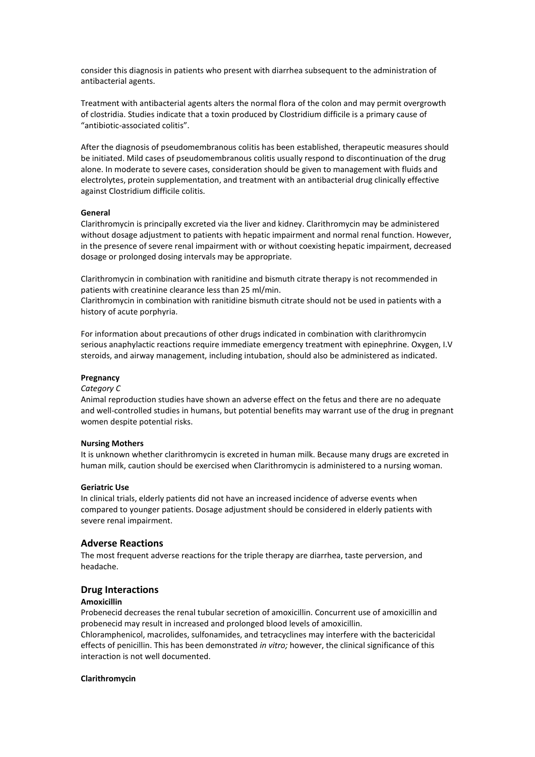consider this diagnosis in patients who present with diarrhea subsequent to the administration of antibacterial agents.

Treatment with antibacterial agents alters the normal flora of the colon and may permit overgrowth of clostridia. Studies indicate that a toxin produced by Clostridium difficile is a primary cause of "antibiotic-associated colitis".

After the diagnosis of pseudomembranous colitis has been established, therapeutic measures should be initiated. Mild cases of pseudomembranous colitis usually respond to discontinuation of the drug alone. In moderate to severe cases, consideration should be given to management with fluids and electrolytes, protein supplementation, and treatment with an antibacterial drug clinically effective against Clostridium difficile colitis.

**General**

Clarithromycin is principally excreted via the liver and kidney. Clarithromycin may be administered without dosage adjustment to patients with hepatic impairment and normal renal function. However, in the presence of severe renal impairment with or without coexisting hepatic impairment, decreased dosage or prolonged dosing intervals may be appropriate.

Clarithromycin in combination with ranitidine and bismuth citrate therapy is not recommended in patients with creatinine clearance less than 25 ml/min.
Clarithromycin in combination with ranitidine bismuth citrate should not be used in patients with a history of acute porphyria.

For information about precautions of other drugs indicated in combination with clarithromycin serious anaphylactic reactions require immediate emergency treatment with epinephrine. Oxygen, I.V steroids, and airway management, including intubation, should also be administered as indicated.

**Pregnancy**

*Category C*

Animal reproduction studies have shown an adverse effect on the fetus and there are no adequate and well-controlled studies in humans, but potential benefits may warrant use of the drug in pregnant women despite potential risks.

**Nursing Mothers**

It is unknown whether clarithromycin is excreted in human milk. Because many drugs are excreted in human milk, caution should be exercised when Clarithromycin is administered to a nursing woman.

**Geriatric Use**

In clinical trials, elderly patients did not have an increased incidence of adverse events when compared to younger patients. Dosage adjustment should be considered in elderly patients with severe renal impairment.

## Adverse Reactions

The most frequent adverse reactions for the triple therapy are diarrhea, taste perversion, and headache.

## Drug Interactions

**Amoxicillin**

Probenecid decreases the renal tubular secretion of amoxicillin. Concurrent use of amoxicillin and probenecid may result in increased and prolonged blood levels of amoxicillin.
Chloramphenicol, macrolides, sulfonamides, and tetracyclines may interfere with the bactericidal effects of penicillin. This has been demonstrated *in vitro;* however, the clinical significance of this interaction is not well documented.

**Clarithromycin**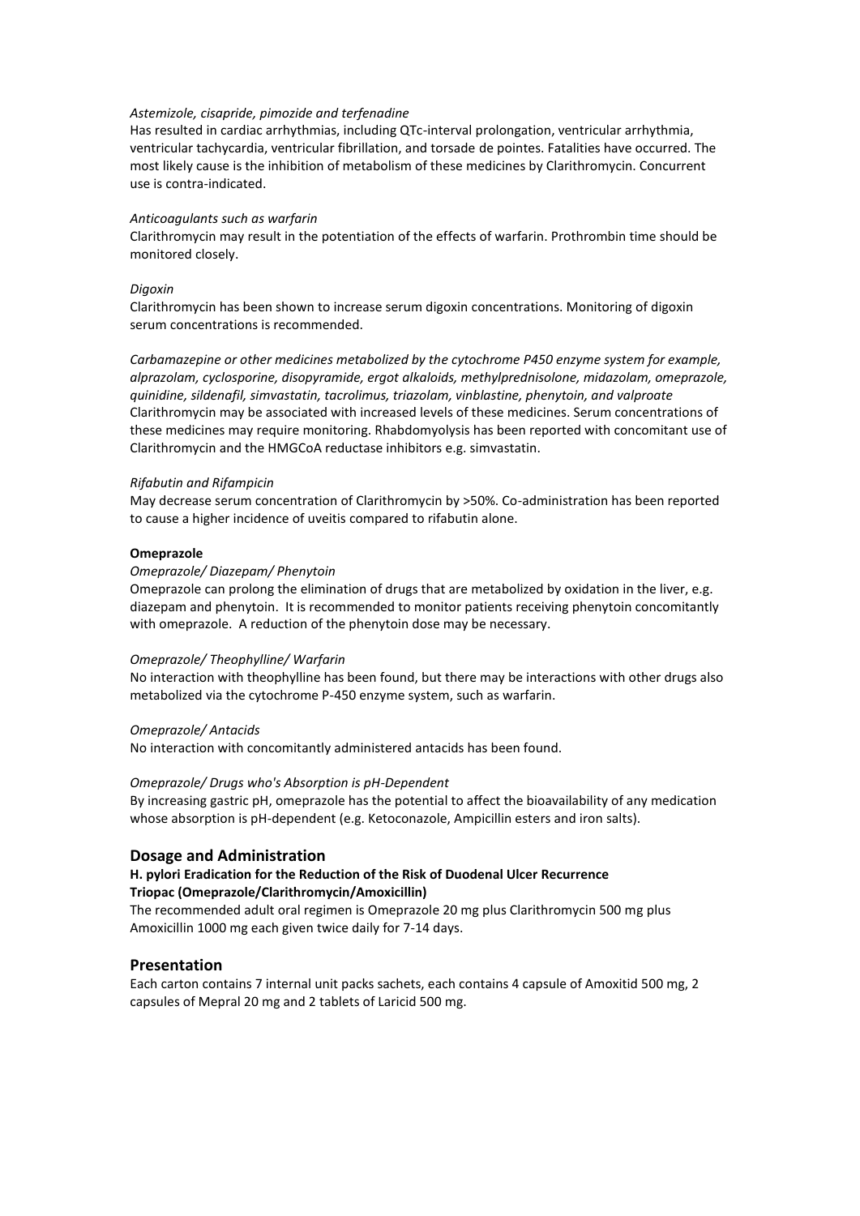*Astemizole, cisapride, pimozide and terfenadine*

Has resulted in cardiac arrhythmias, including QTc-interval prolongation, ventricular arrhythmia, ventricular tachycardia, ventricular fibrillation, and torsade de pointes. Fatalities have occurred. The most likely cause is the inhibition of metabolism of these medicines by Clarithromycin. Concurrent use is contra-indicated.

*Anticoagulants such as warfarin*

Clarithromycin may result in the potentiation of the effects of warfarin. Prothrombin time should be monitored closely.

*Digoxin*

Clarithromycin has been shown to increase serum digoxin concentrations. Monitoring of digoxin serum concentrations is recommended.

*Carbamazepine or other medicines metabolized by the cytochrome P450 enzyme system for example, alprazolam, cyclosporine, disopyramide, ergot alkaloids, methylprednisolone, midazolam, omeprazole, quinidine, sildenafil, simvastatin, tacrolimus, triazolam, vinblastine, phenytoin, and valproate*

Clarithromycin may be associated with increased levels of these medicines. Serum concentrations of these medicines may require monitoring. Rhabdomyolysis has been reported with concomitant use of Clarithromycin and the HMGCoA reductase inhibitors e.g. simvastatin.

*Rifabutin and Rifampicin*

May decrease serum concentration of Clarithromycin by >50%. Co-administration has been reported to cause a higher incidence of uveitis compared to rifabutin alone.

**Omeprazole**

*Omeprazole/ Diazepam/ Phenytoin*

Omeprazole can prolong the elimination of drugs that are metabolized by oxidation in the liver, e.g. diazepam and phenytoin. It is recommended to monitor patients receiving phenytoin concomitantly with omeprazole. A reduction of the phenytoin dose may be necessary.

*Omeprazole/ Theophylline/ Warfarin*

No interaction with theophylline has been found, but there may be interactions with other drugs also metabolized via the cytochrome P-450 enzyme system, such as warfarin.

*Omeprazole/ Antacids*

No interaction with concomitantly administered antacids has been found.

*Omeprazole/ Drugs who's Absorption is pH-Dependent*

By increasing gastric pH, omeprazole has the potential to affect the bioavailability of any medication whose absorption is pH-dependent (e.g. Ketoconazole, Ampicillin esters and iron salts).

## Dosage and Administration

**H. pylori Eradication for the Reduction of the Risk of Duodenal Ulcer Recurrence**
**Triopac (Omeprazole/Clarithromycin/Amoxicillin)**

The recommended adult oral regimen is Omeprazole 20 mg plus Clarithromycin 500 mg plus Amoxicillin 1000 mg each given twice daily for 7-14 days.

## Presentation

Each carton contains 7 internal unit packs sachets, each contains 4 capsule of Amoxitid 500 mg, 2 capsules of Mepral 20 mg and 2 tablets of Laricid 500 mg.